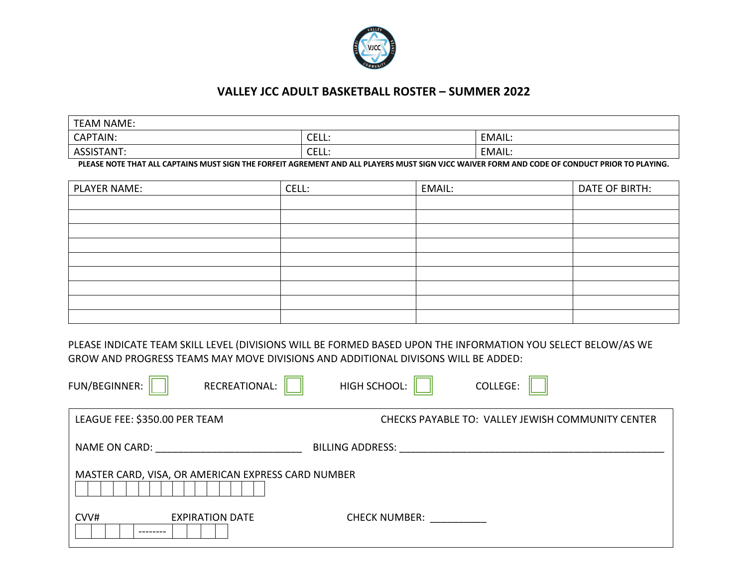# VALLEY JCC ADULT BASKETBALL ROSTER – SUMMER 2022

| TEAM NAME: | | |
|---|---|---|
| CAPTAIN: | CELL: | EMAIL: |
| ASSISTANT: | CELL: | EMAIL: |

**PLEASE NOTE THAT ALL CAPTAINS MUST SIGN THE FORFEIT AGREMENT AND ALL PLAYERS MUST SIGN VJCC WAIVER FORM AND CODE OF CONDUCT PRIOR TO PLAYING.**

| PLAYER NAME: | CELL: | EMAIL: | DATE OF BIRTH: |
|---|---|---|---|
| | | | |
| | | | |
| | | | |
| | | | |
| | | | |
| | | | |
| | | | |
| | | | |
| | | | |

PLEASE INDICATE TEAM SKILL LEVEL (DIVISIONS WILL BE FORMED BASED UPON THE INFORMATION YOU SELECT BELOW/AS WE GROW AND PROGRESS TEAMS MAY MOVE DIVISIONS AND ADDITIONAL DIVISONS WILL BE ADDED:

FUN/BEGINNER: ☐ RECREATIONAL: ☐ HIGH SCHOOL: ☐ COLLEGE: ☐

LEAGUE FEE: $350.00 PER TEAM

CHECKS PAYABLE TO: VALLEY JEWISH COMMUNITY CENTER

NAME ON CARD: ___________________________ BILLING ADDRESS: __________________________________________________

MASTER CARD, VISA, OR AMERICAN EXPRESS CARD NUMBER

| | | | | | | | | | | | | | | | |
|---|---|---|---|---|---|---|---|---|---|---|---|---|---|---|---|

CVV# EXPIRATION DATE

| | | | | -------- | | | | |
|---|---|---|---|---|---|---|---|---|

CHECK NUMBER: __________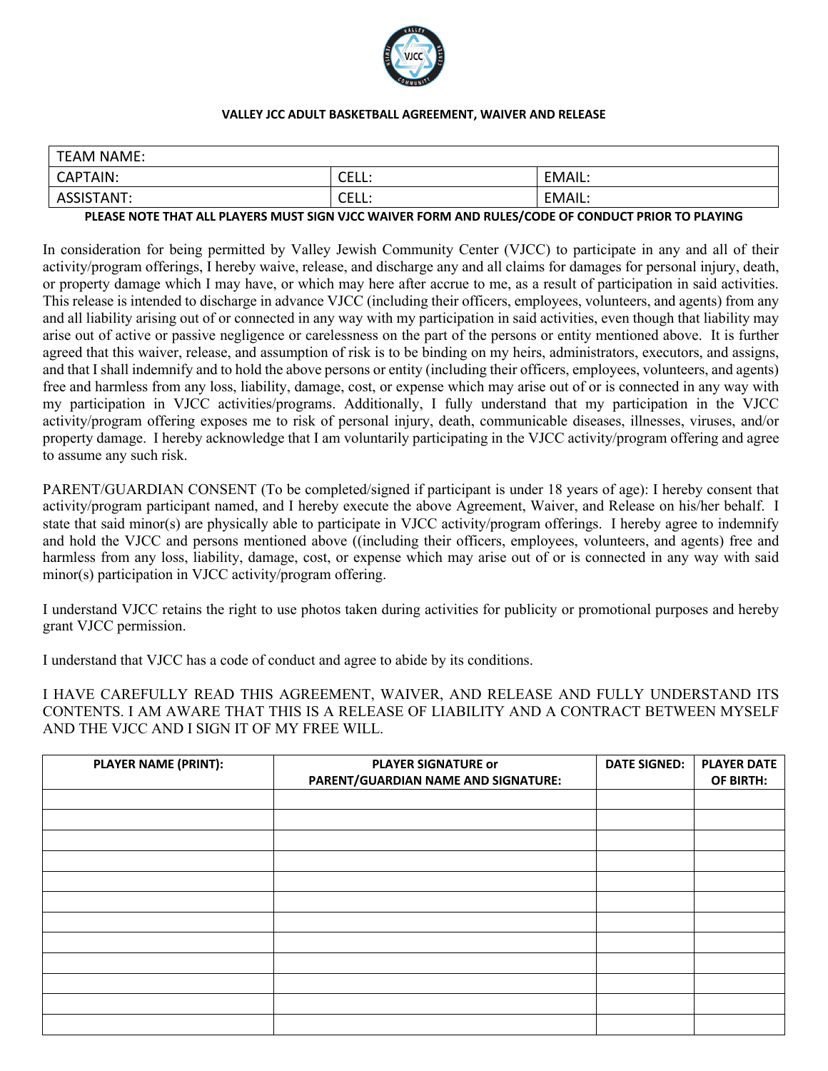# VALLEY JCC ADULT BASKETBALL AGREEMENT, WAIVER AND RELEASE

| TEAM NAME: | | |
|---|---|---|
| CAPTAIN: | CELL: | EMAIL: |
| ASSISTANT: | CELL: | EMAIL: |

**PLEASE NOTE THAT ALL PLAYERS MUST SIGN VJCC WAIVER FORM AND RULES/CODE OF CONDUCT PRIOR TO PLAYING**

In consideration for being permitted by Valley Jewish Community Center (VJCC) to participate in any and all of their activity/program offerings, I hereby waive, release, and discharge any and all claims for damages for personal injury, death, or property damage which I may have, or which may here after accrue to me, as a result of participation in said activities. This release is intended to discharge in advance VJCC (including their officers, employees, volunteers, and agents) from any and all liability arising out of or connected in any way with my participation in said activities, even though that liability may arise out of active or passive negligence or carelessness on the part of the persons or entity mentioned above. It is further agreed that this waiver, release, and assumption of risk is to be binding on my heirs, administrators, executors, and assigns, and that I shall indemnify and to hold the above persons or entity (including their officers, employees, volunteers, and agents) free and harmless from any loss, liability, damage, cost, or expense which may arise out of or is connected in any way with my participation in VJCC activities/programs. Additionally, I fully understand that my participation in the VJCC activity/program offering exposes me to risk of personal injury, death, communicable diseases, illnesses, viruses, and/or property damage. I hereby acknowledge that I am voluntarily participating in the VJCC activity/program offering and agree to assume any such risk.

PARENT/GUARDIAN CONSENT (To be completed/signed if participant is under 18 years of age): I hereby consent that activity/program participant named, and I hereby execute the above Agreement, Waiver, and Release on his/her behalf. I state that said minor(s) are physically able to participate in VJCC activity/program offerings. I hereby agree to indemnify and hold the VJCC and persons mentioned above ((including their officers, employees, volunteers, and agents) free and harmless from any loss, liability, damage, cost, or expense which may arise out of or is connected in any way with said minor(s) participation in VJCC activity/program offering.

I understand VJCC retains the right to use photos taken during activities for publicity or promotional purposes and hereby grant VJCC permission.

I understand that VJCC has a code of conduct and agree to abide by its conditions.

I HAVE CAREFULLY READ THIS AGREEMENT, WAIVER, AND RELEASE AND FULLY UNDERSTAND ITS CONTENTS. I AM AWARE THAT THIS IS A RELEASE OF LIABILITY AND A CONTRACT BETWEEN MYSELF AND THE VJCC AND I SIGN IT OF MY FREE WILL.

| PLAYER NAME (PRINT): | PLAYER SIGNATURE or PARENT/GUARDIAN NAME AND SIGNATURE: | DATE SIGNED: | PLAYER DATE OF BIRTH: |
|---|---|---|---|
| | | | |
| | | | |
| | | | |
| | | | |
| | | | |
| | | | |
| | | | |
| | | | |
| | | | |
| | | | |
| | | | |
| | | | |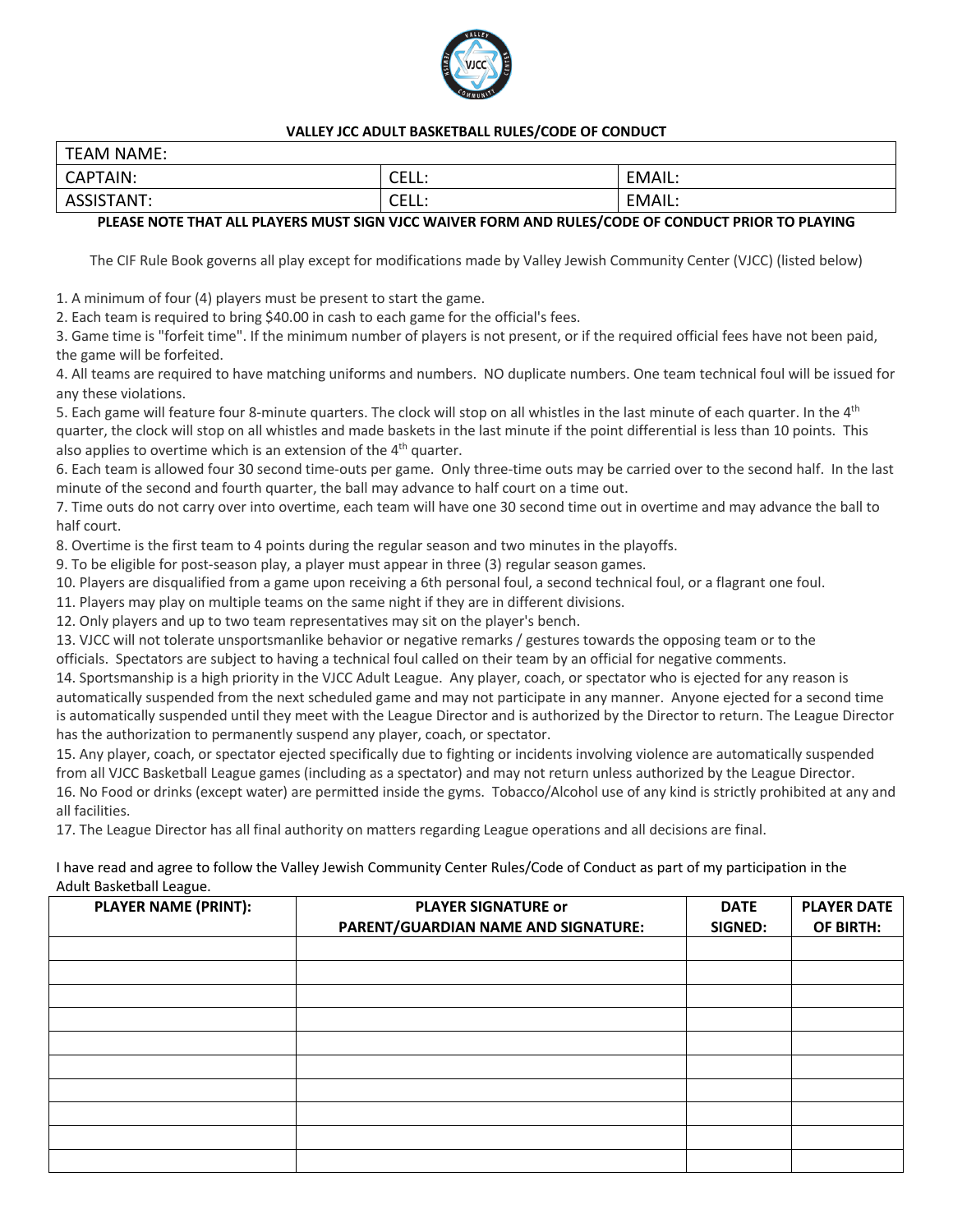## VALLEY JCC ADULT BASKETBALL RULES/CODE OF CONDUCT

| TEAM NAME: | | |
|---|---|---|
| CAPTAIN: | CELL: | EMAIL: |
| ASSISTANT: | CELL: | EMAIL: |

**PLEASE NOTE THAT ALL PLAYERS MUST SIGN VJCC WAIVER FORM AND RULES/CODE OF CONDUCT PRIOR TO PLAYING**

The CIF Rule Book governs all play except for modifications made by Valley Jewish Community Center (VJCC) (listed below)

1. A minimum of four (4) players must be present to start the game.
2. Each team is required to bring $40.00 in cash to each game for the official's fees.
3. Game time is "forfeit time". If the minimum number of players is not present, or if the required official fees have not been paid, the game will be forfeited.
4. All teams are required to have matching uniforms and numbers. NO duplicate numbers. One team technical foul will be issued for any these violations.
5. Each game will feature four 8-minute quarters. The clock will stop on all whistles in the last minute of each quarter. In the 4th quarter, the clock will stop on all whistles and made baskets in the last minute if the point differential is less than 10 points. This also applies to overtime which is an extension of the 4th quarter.
6. Each team is allowed four 30 second time-outs per game. Only three-time outs may be carried over to the second half. In the last minute of the second and fourth quarter, the ball may advance to half court on a time out.
7. Time outs do not carry over into overtime, each team will have one 30 second time out in overtime and may advance the ball to half court.
8. Overtime is the first team to 4 points during the regular season and two minutes in the playoffs.
9. To be eligible for post-season play, a player must appear in three (3) regular season games.
10. Players are disqualified from a game upon receiving a 6th personal foul, a second technical foul, or a flagrant one foul.
11. Players may play on multiple teams on the same night if they are in different divisions.
12. Only players and up to two team representatives may sit on the player's bench.
13. VJCC will not tolerate unsportsmanlike behavior or negative remarks / gestures towards the opposing team or to the officials. Spectators are subject to having a technical foul called on their team by an official for negative comments.
14. Sportsmanship is a high priority in the VJCC Adult League. Any player, coach, or spectator who is ejected for any reason is automatically suspended from the next scheduled game and may not participate in any manner. Anyone ejected for a second time is automatically suspended until they meet with the League Director and is authorized by the Director to return. The League Director has the authorization to permanently suspend any player, coach, or spectator.
15. Any player, coach, or spectator ejected specifically due to fighting or incidents involving violence are automatically suspended from all VJCC Basketball League games (including as a spectator) and may not return unless authorized by the League Director.
16. No Food or drinks (except water) are permitted inside the gyms. Tobacco/Alcohol use of any kind is strictly prohibited at any and all facilities.
17. The League Director has all final authority on matters regarding League operations and all decisions are final.

I have read and agree to follow the Valley Jewish Community Center Rules/Code of Conduct as part of my participation in the Adult Basketball League.

| PLAYER NAME (PRINT): | PLAYER SIGNATURE or PARENT/GUARDIAN NAME AND SIGNATURE: | DATE SIGNED: | PLAYER DATE OF BIRTH: |
|---|---|---|---|
| | | | |
| | | | |
| | | | |
| | | | |
| | | | |
| | | | |
| | | | |
| | | | |
| | | | |
| | | | |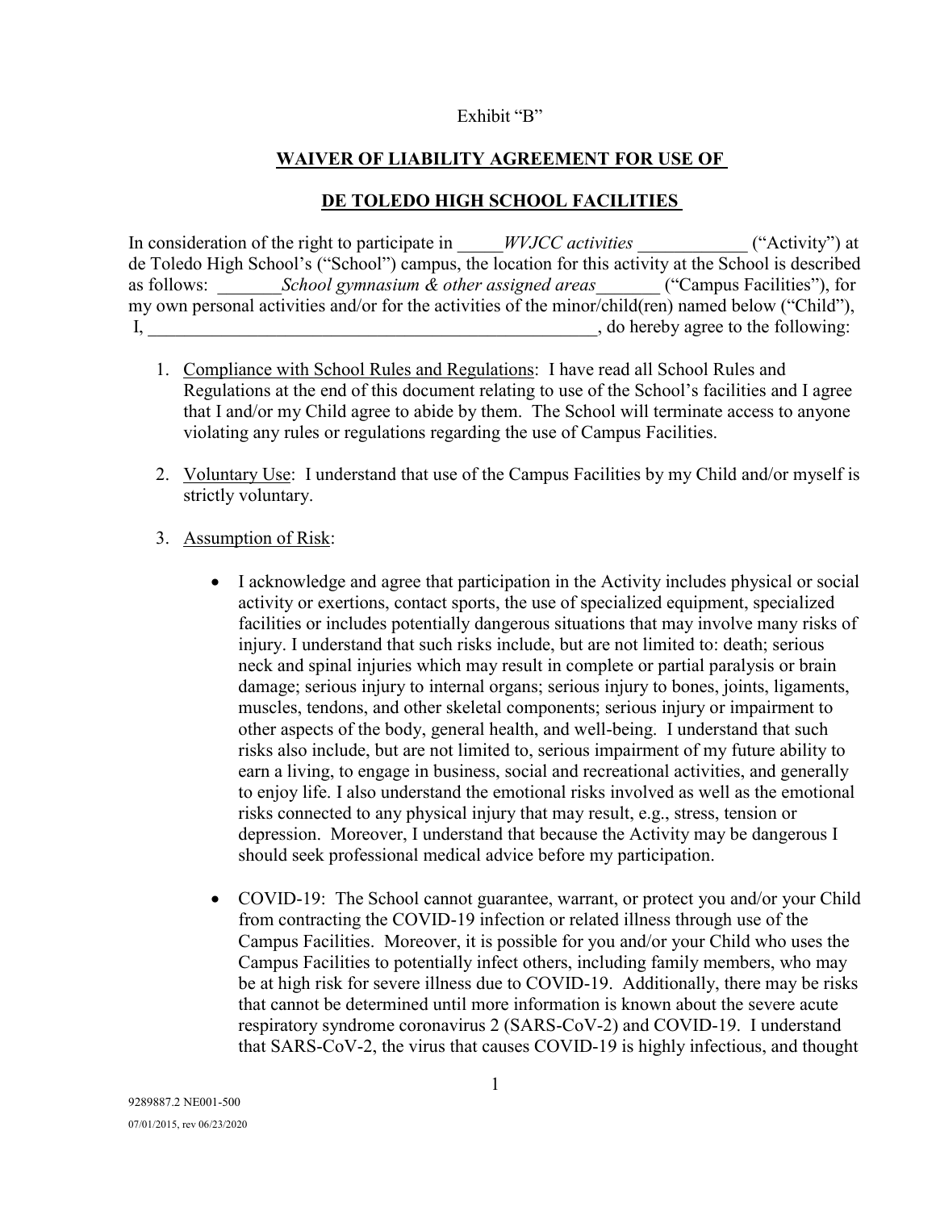Exhibit "B"

## WAIVER OF LIABILITY AGREEMENT FOR USE OF

## DE TOLEDO HIGH SCHOOL FACILITIES

In consideration of the right to participate in _____*WVJCC activities* ____________ ("Activity") at de Toledo High School's ("School") campus, the location for this activity at the School is described as follows: _______*School gymnasium & other assigned areas*_______ ("Campus Facilities"), for my own personal activities and/or for the activities of the minor/child(ren) named below ("Child"), I, ____________________________________________________, do hereby agree to the following:

1. Compliance with School Rules and Regulations: I have read all School Rules and Regulations at the end of this document relating to use of the School's facilities and I agree that I and/or my Child agree to abide by them. The School will terminate access to anyone violating any rules or regulations regarding the use of Campus Facilities.

2. Voluntary Use: I understand that use of the Campus Facilities by my Child and/or myself is strictly voluntary.

3. Assumption of Risk:

   - I acknowledge and agree that participation in the Activity includes physical or social activity or exertions, contact sports, the use of specialized equipment, specialized facilities or includes potentially dangerous situations that may involve many risks of injury. I understand that such risks include, but are not limited to: death; serious neck and spinal injuries which may result in complete or partial paralysis or brain damage; serious injury to internal organs; serious injury to bones, joints, ligaments, muscles, tendons, and other skeletal components; serious injury or impairment to other aspects of the body, general health, and well-being. I understand that such risks also include, but are not limited to, serious impairment of my future ability to earn a living, to engage in business, social and recreational activities, and generally to enjoy life. I also understand the emotional risks involved as well as the emotional risks connected to any physical injury that may result, e.g., stress, tension or depression. Moreover, I understand that because the Activity may be dangerous I should seek professional medical advice before my participation.

   - COVID-19: The School cannot guarantee, warrant, or protect you and/or your Child from contracting the COVID-19 infection or related illness through use of the Campus Facilities. Moreover, it is possible for you and/or your Child who uses the Campus Facilities to potentially infect others, including family members, who may be at high risk for severe illness due to COVID-19. Additionally, there may be risks that cannot be determined until more information is known about the severe acute respiratory syndrome coronavirus 2 (SARS-CoV-2) and COVID-19. I understand that SARS-CoV-2, the virus that causes COVID-19 is highly infectious, and thought

9289887.2 NE001-500

07/01/2015, rev 06/23/2020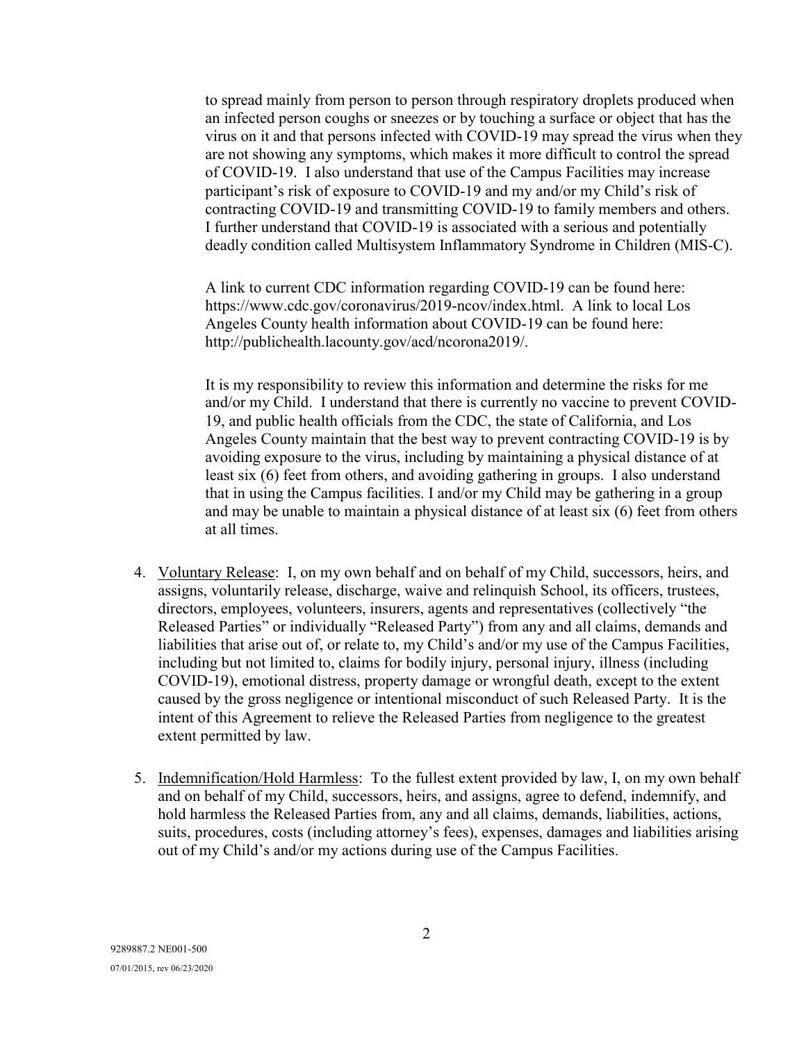to spread mainly from person to person through respiratory droplets produced when an infected person coughs or sneezes or by touching a surface or object that has the virus on it and that persons infected with COVID-19 may spread the virus when they are not showing any symptoms, which makes it more difficult to control the spread of COVID-19. I also understand that use of the Campus Facilities may increase participant's risk of exposure to COVID-19 and my and/or my Child's risk of contracting COVID-19 and transmitting COVID-19 to family members and others. I further understand that COVID-19 is associated with a serious and potentially deadly condition called Multisystem Inflammatory Syndrome in Children (MIS-C).

A link to current CDC information regarding COVID-19 can be found here: https://www.cdc.gov/coronavirus/2019-ncov/index.html. A link to local Los Angeles County health information about COVID-19 can be found here: http://publichealth.lacounty.gov/acd/ncorona2019/.

It is my responsibility to review this information and determine the risks for me and/or my Child. I understand that there is currently no vaccine to prevent COVID-19, and public health officials from the CDC, the state of California, and Los Angeles County maintain that the best way to prevent contracting COVID-19 is by avoiding exposure to the virus, including by maintaining a physical distance of at least six (6) feet from others, and avoiding gathering in groups. I also understand that in using the Campus facilities. I and/or my Child may be gathering in a group and may be unable to maintain a physical distance of at least six (6) feet from others at all times.

4. <u>Voluntary Release</u>: I, on my own behalf and on behalf of my Child, successors, heirs, and assigns, voluntarily release, discharge, waive and relinquish School, its officers, trustees, directors, employees, volunteers, insurers, agents and representatives (collectively "the Released Parties" or individually "Released Party") from any and all claims, demands and liabilities that arise out of, or relate to, my Child's and/or my use of the Campus Facilities, including but not limited to, claims for bodily injury, personal injury, illness (including COVID-19), emotional distress, property damage or wrongful death, except to the extent caused by the gross negligence or intentional misconduct of such Released Party. It is the intent of this Agreement to relieve the Released Parties from negligence to the greatest extent permitted by law.

5. <u>Indemnification/Hold Harmless</u>: To the fullest extent provided by law, I, on my own behalf and on behalf of my Child, successors, heirs, and assigns, agree to defend, indemnify, and hold harmless the Released Parties from, any and all claims, demands, liabilities, actions, suits, procedures, costs (including attorney's fees), expenses, damages and liabilities arising out of my Child's and/or my actions during use of the Campus Facilities.

9289887.2 NE001-500
07/01/2015, rev 06/23/2020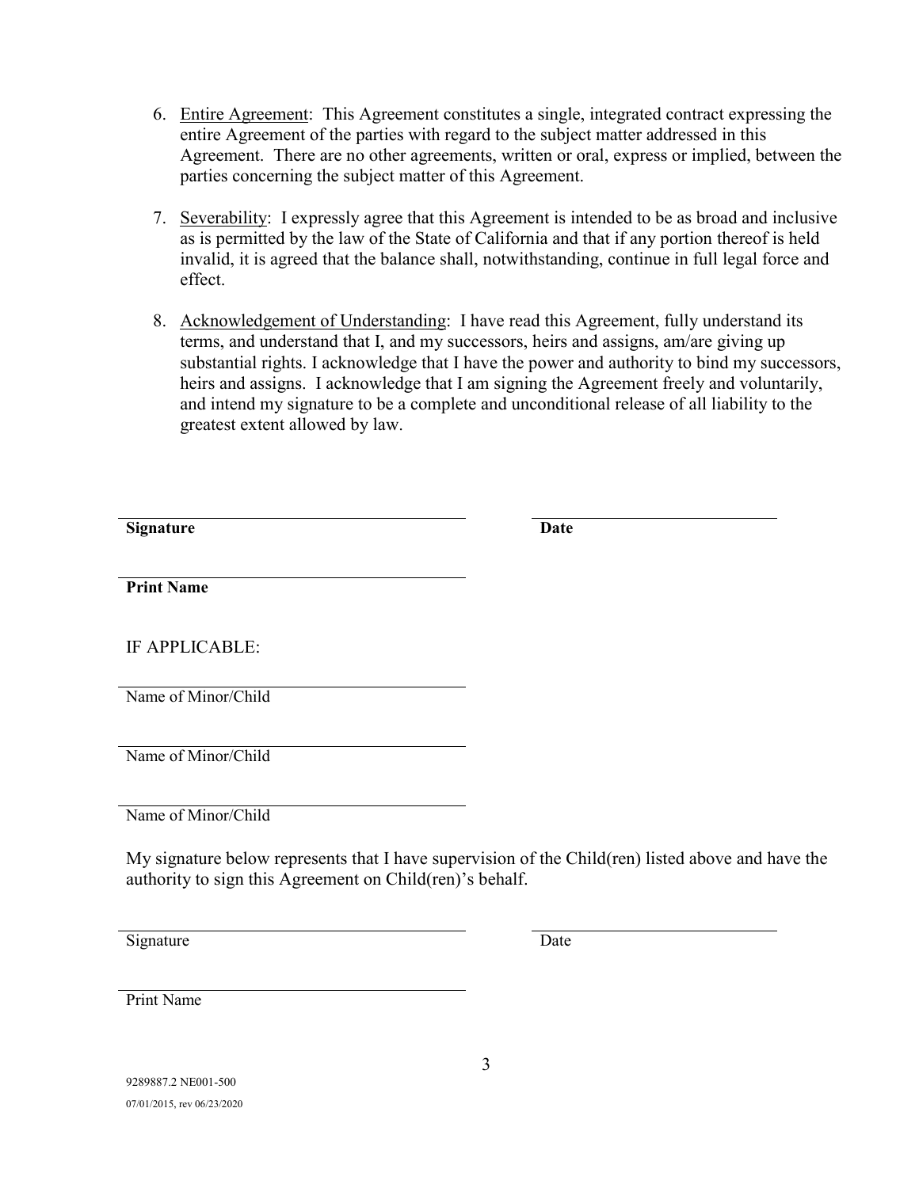6. Entire Agreement: This Agreement constitutes a single, integrated contract expressing the entire Agreement of the parties with regard to the subject matter addressed in this Agreement. There are no other agreements, written or oral, express or implied, between the parties concerning the subject matter of this Agreement.

7. Severability: I expressly agree that this Agreement is intended to be as broad and inclusive as is permitted by the law of the State of California and that if any portion thereof is held invalid, it is agreed that the balance shall, notwithstanding, continue in full legal force and effect.

8. Acknowledgement of Understanding: I have read this Agreement, fully understand its terms, and understand that I, and my successors, heirs and assigns, am/are giving up substantial rights. I acknowledge that I have the power and authority to bind my successors, heirs and assigns. I acknowledge that I am signing the Agreement freely and voluntarily, and intend my signature to be a complete and unconditional release of all liability to the greatest extent allowed by law.

\_\_\_\_\_\_\_\_\_\_\_\_\_\_\_\_\_\_\_\_\_\_\_\_\_\_\_\_\_\_\_\_\_\_\_\_\_\_\_\_ \_\_\_\_\_\_\_\_\_\_\_\_\_\_\_\_\_\_\_\_\_\_\_\_\_\_\_\_
**Signature** **Date**

\_\_\_\_\_\_\_\_\_\_\_\_\_\_\_\_\_\_\_\_\_\_\_\_\_\_\_\_\_\_\_\_\_\_\_\_\_\_\_\_
**Print Name**

IF APPLICABLE:

\_\_\_\_\_\_\_\_\_\_\_\_\_\_\_\_\_\_\_\_\_\_\_\_\_\_\_\_\_\_\_\_\_\_\_\_\_\_\_\_
Name of Minor/Child

\_\_\_\_\_\_\_\_\_\_\_\_\_\_\_\_\_\_\_\_\_\_\_\_\_\_\_\_\_\_\_\_\_\_\_\_\_\_\_\_
Name of Minor/Child

\_\_\_\_\_\_\_\_\_\_\_\_\_\_\_\_\_\_\_\_\_\_\_\_\_\_\_\_\_\_\_\_\_\_\_\_\_\_\_\_
Name of Minor/Child

My signature below represents that I have supervision of the Child(ren) listed above and have the authority to sign this Agreement on Child(ren)'s behalf.

\_\_\_\_\_\_\_\_\_\_\_\_\_\_\_\_\_\_\_\_\_\_\_\_\_\_\_\_\_\_\_\_\_\_\_\_\_\_\_\_ \_\_\_\_\_\_\_\_\_\_\_\_\_\_\_\_\_\_\_\_\_\_\_\_\_\_\_\_
Signature Date

\_\_\_\_\_\_\_\_\_\_\_\_\_\_\_\_\_\_\_\_\_\_\_\_\_\_\_\_\_\_\_\_\_\_\_\_\_\_\_\_
Print Name

9289887.2 NE001-500
07/01/2015, rev 06/23/2020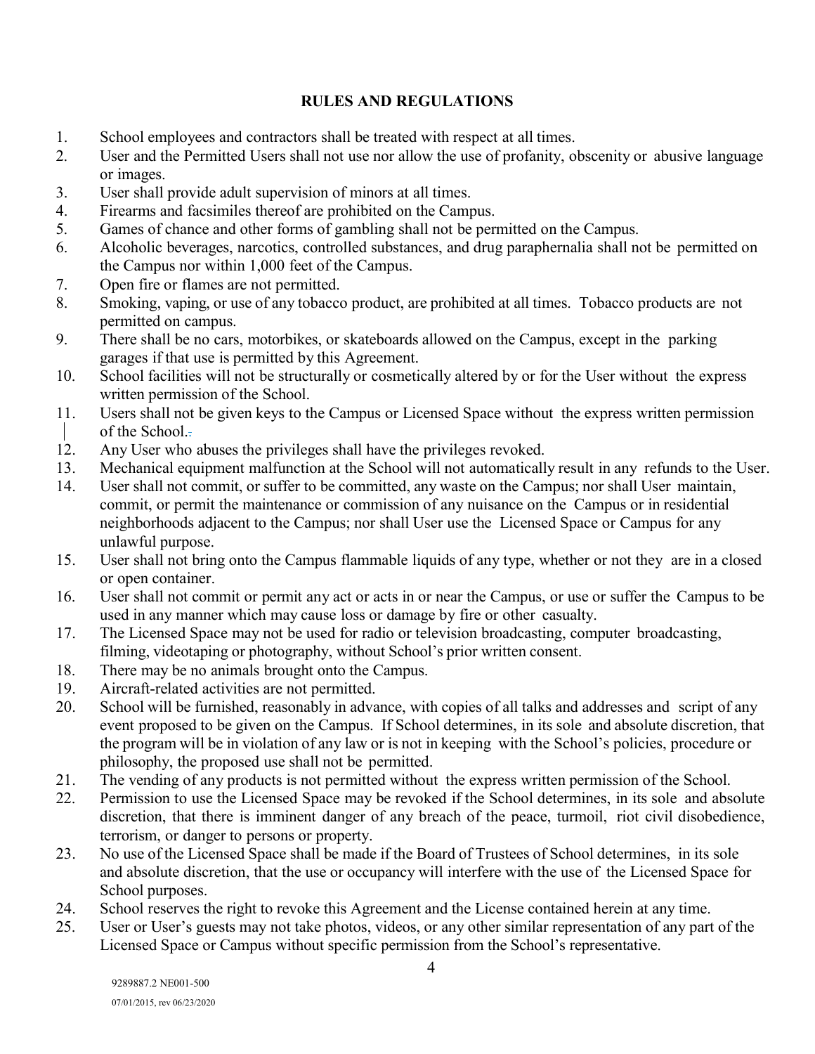## RULES AND REGULATIONS

1. School employees and contractors shall be treated with respect at all times.
2. User and the Permitted Users shall not use nor allow the use of profanity, obscenity or abusive language or images.
3. User shall provide adult supervision of minors at all times.
4. Firearms and facsimiles thereof are prohibited on the Campus.
5. Games of chance and other forms of gambling shall not be permitted on the Campus.
6. Alcoholic beverages, narcotics, controlled substances, and drug paraphernalia shall not be permitted on the Campus nor within 1,000 feet of the Campus.
7. Open fire or flames are not permitted.
8. Smoking, vaping, or use of any tobacco product, are prohibited at all times. Tobacco products are not permitted on campus.
9. There shall be no cars, motorbikes, or skateboards allowed on the Campus, except in the parking garages if that use is permitted by this Agreement.
10. School facilities will not be structurally or cosmetically altered by or for the User without the express written permission of the School.
11. Users shall not be given keys to the Campus or Licensed Space without the express written permission of the School.
12. Any User who abuses the privileges shall have the privileges revoked.
13. Mechanical equipment malfunction at the School will not automatically result in any refunds to the User.
14. User shall not commit, or suffer to be committed, any waste on the Campus; nor shall User maintain, commit, or permit the maintenance or commission of any nuisance on the Campus or in residential neighborhoods adjacent to the Campus; nor shall User use the Licensed Space or Campus for any unlawful purpose.
15. User shall not bring onto the Campus flammable liquids of any type, whether or not they are in a closed or open container.
16. User shall not commit or permit any act or acts in or near the Campus, or use or suffer the Campus to be used in any manner which may cause loss or damage by fire or other casualty.
17. The Licensed Space may not be used for radio or television broadcasting, computer broadcasting, filming, videotaping or photography, without School's prior written consent.
18. There may be no animals brought onto the Campus.
19. Aircraft-related activities are not permitted.
20. School will be furnished, reasonably in advance, with copies of all talks and addresses and script of any event proposed to be given on the Campus. If School determines, in its sole and absolute discretion, that the program will be in violation of any law or is not in keeping with the School's policies, procedure or philosophy, the proposed use shall not be permitted.
21. The vending of any products is not permitted without the express written permission of the School.
22. Permission to use the Licensed Space may be revoked if the School determines, in its sole and absolute discretion, that there is imminent danger of any breach of the peace, turmoil, riot civil disobedience, terrorism, or danger to persons or property.
23. No use of the Licensed Space shall be made if the Board of Trustees of School determines, in its sole and absolute discretion, that the use or occupancy will interfere with the use of the Licensed Space for School purposes.
24. School reserves the right to revoke this Agreement and the License contained herein at any time.
25. User or User's guests may not take photos, videos, or any other similar representation of any part of the Licensed Space or Campus without specific permission from the School's representative.

9289887.2 NE001-500

07/01/2015, rev 06/23/2020